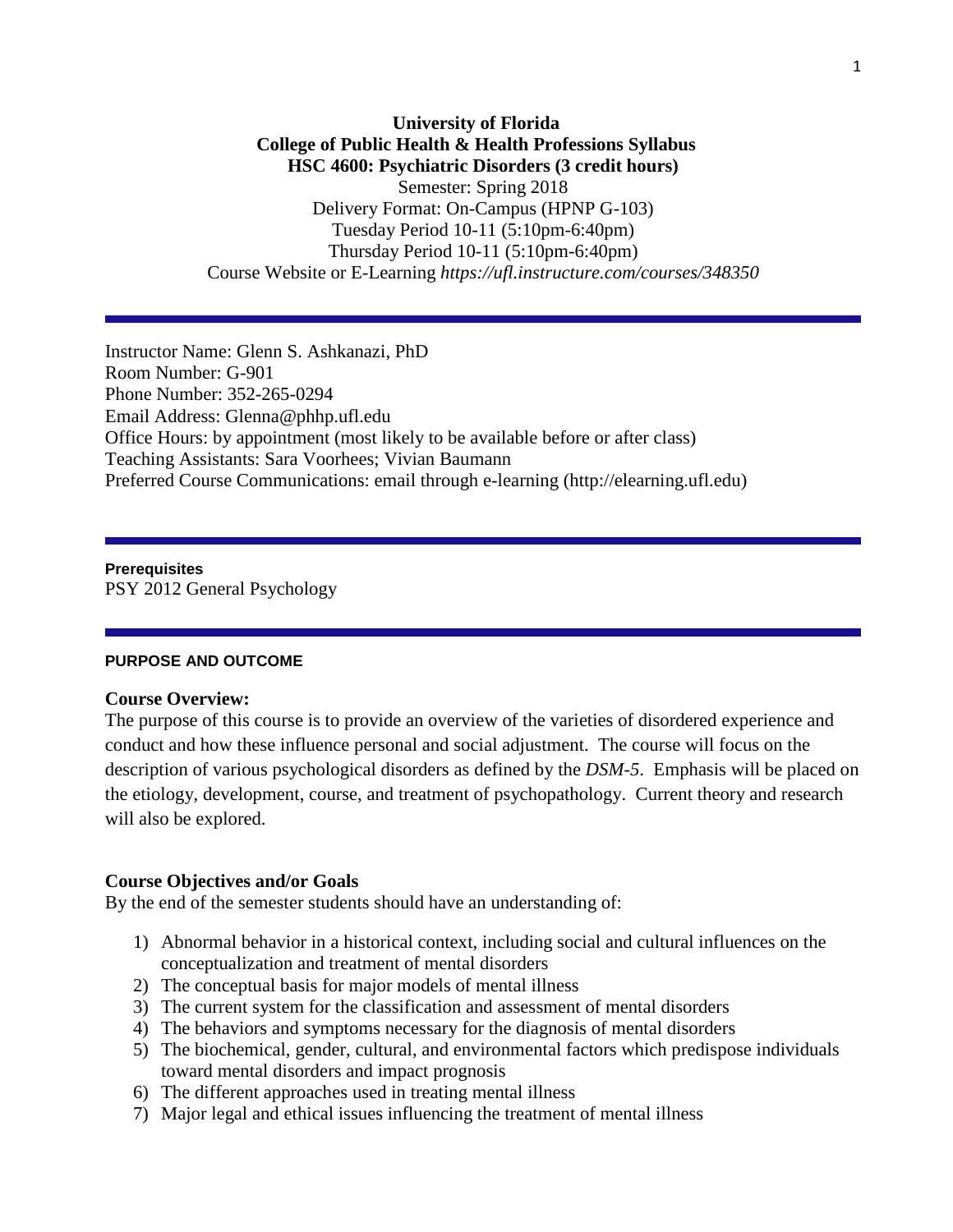**University of Florida**
**College of Public Health & Health Professions Syllabus**
**HSC 4600: Psychiatric Disorders (3 credit hours)**
Semester: Spring 2018
Delivery Format: On-Campus (HPNP G-103)
Tuesday Period 10-11 (5:10pm-6:40pm)
Thursday Period 10-11 (5:10pm-6:40pm)
Course Website or E-Learning *https://ufl.instructure.com/courses/348350*

---

Instructor Name: Glenn S. Ashkanazi, PhD
Room Number: G-901
Phone Number: 352-265-0294
Email Address: Glenna@phhp.ufl.edu
Office Hours: by appointment (most likely to be available before or after class)
Teaching Assistants: Sara Voorhees; Vivian Baumann
Preferred Course Communications: email through e-learning (http://elearning.ufl.edu)

---

**Prerequisites**
PSY 2012 General Psychology

---

## PURPOSE AND OUTCOME

### Course Overview:

The purpose of this course is to provide an overview of the varieties of disordered experience and conduct and how these influence personal and social adjustment. The course will focus on the description of various psychological disorders as defined by the *DSM-5*. Emphasis will be placed on the etiology, development, course, and treatment of psychopathology. Current theory and research will also be explored.

### Course Objectives and/or Goals

By the end of the semester students should have an understanding of:

1) Abnormal behavior in a historical context, including social and cultural influences on the conceptualization and treatment of mental disorders
2) The conceptual basis for major models of mental illness
3) The current system for the classification and assessment of mental disorders
4) The behaviors and symptoms necessary for the diagnosis of mental disorders
5) The biochemical, gender, cultural, and environmental factors which predispose individuals toward mental disorders and impact prognosis
6) The different approaches used in treating mental illness
7) Major legal and ethical issues influencing the treatment of mental illness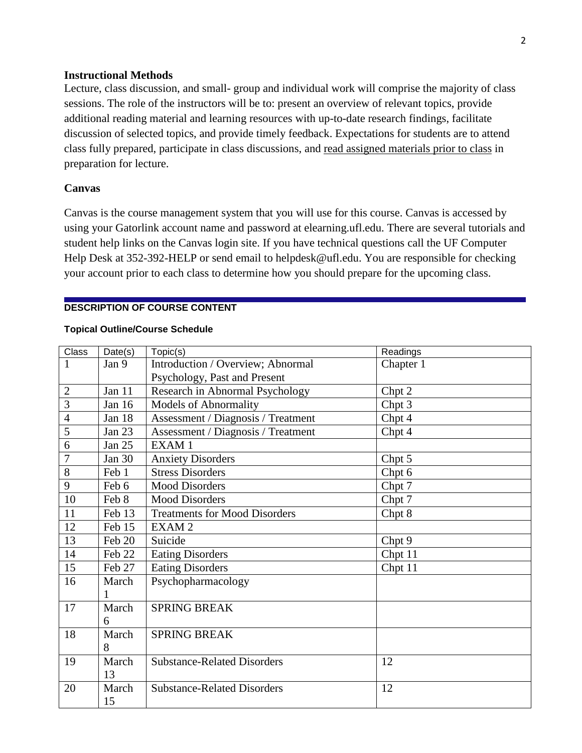## Instructional Methods

Lecture, class discussion, and small- group and individual work will comprise the majority of class sessions. The role of the instructors will be to: present an overview of relevant topics, provide additional reading material and learning resources with up-to-date research findings, facilitate discussion of selected topics, and provide timely feedback. Expectations for students are to attend class fully prepared, participate in class discussions, and read assigned materials prior to class in preparation for lecture.

## Canvas

Canvas is the course management system that you will use for this course. Canvas is accessed by using your Gatorlink account name and password at elearning.ufl.edu. There are several tutorials and student help links on the Canvas login site. If you have technical questions call the UF Computer Help Desk at 352-392-HELP or send email to helpdesk@ufl.edu. You are responsible for checking your account prior to each class to determine how you should prepare for the upcoming class.

## DESCRIPTION OF COURSE CONTENT

### Topical Outline/Course Schedule

| Class | Date(s) | Topic(s) | Readings |
|---|---|---|---|
| 1 | Jan 9 | Introduction / Overview; Abnormal Psychology, Past and Present | Chapter 1 |
| 2 | Jan 11 | Research in Abnormal Psychology | Chpt 2 |
| 3 | Jan 16 | Models of Abnormality | Chpt 3 |
| 4 | Jan 18 | Assessment / Diagnosis / Treatment | Chpt 4 |
| 5 | Jan 23 | Assessment / Diagnosis / Treatment | Chpt 4 |
| 6 | Jan 25 | EXAM 1 | |
| 7 | Jan 30 | Anxiety Disorders | Chpt 5 |
| 8 | Feb 1 | Stress Disorders | Chpt 6 |
| 9 | Feb 6 | Mood Disorders | Chpt 7 |
| 10 | Feb 8 | Mood Disorders | Chpt 7 |
| 11 | Feb 13 | Treatments for Mood Disorders | Chpt 8 |
| 12 | Feb 15 | EXAM 2 | |
| 13 | Feb 20 | Suicide | Chpt 9 |
| 14 | Feb 22 | Eating Disorders | Chpt 11 |
| 15 | Feb 27 | Eating Disorders | Chpt 11 |
| 16 | March 1 | Psychopharmacology | |
| 17 | March 6 | SPRING BREAK | |
| 18 | March 8 | SPRING BREAK | |
| 19 | March 13 | Substance-Related Disorders | 12 |
| 20 | March 15 | Substance-Related Disorders | 12 |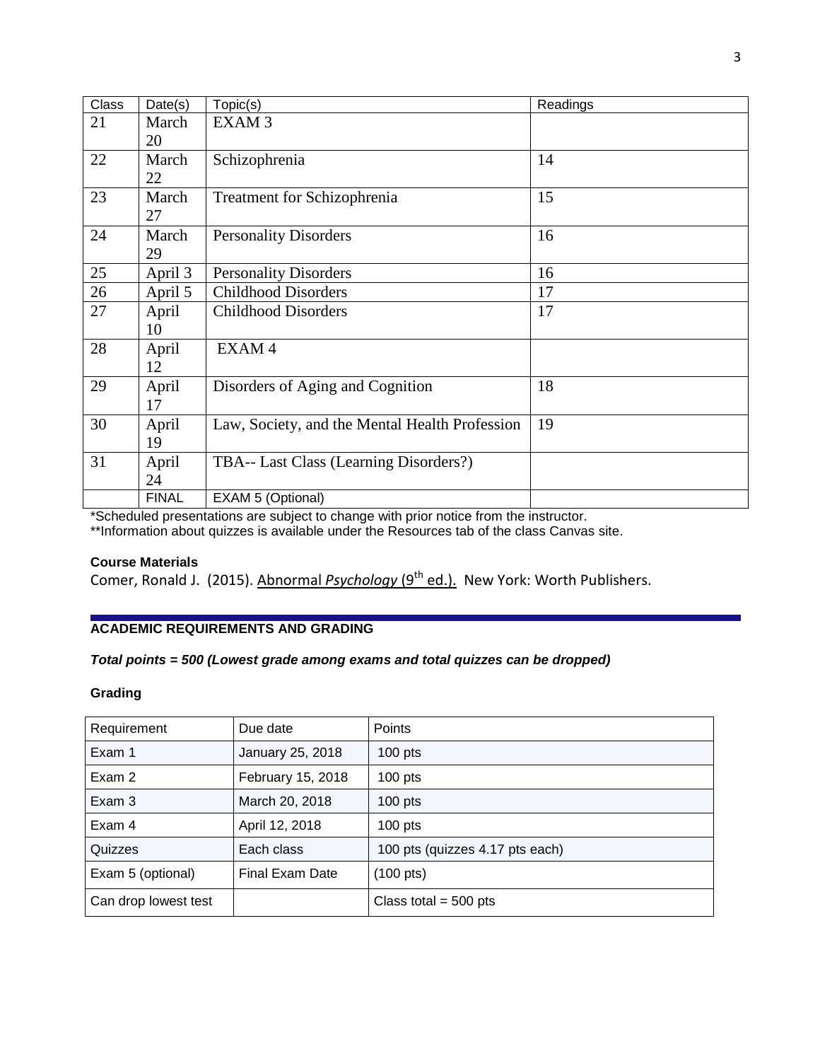| Class | Date(s) | Topic(s) | Readings |
|---|---|---|---|
| 21 | March 20 | EXAM 3 | |
| 22 | March 22 | Schizophrenia | 14 |
| 23 | March 27 | Treatment for Schizophrenia | 15 |
| 24 | March 29 | Personality Disorders | 16 |
| 25 | April 3 | Personality Disorders | 16 |
| 26 | April 5 | Childhood Disorders | 17 |
| 27 | April 10 | Childhood Disorders | 17 |
| 28 | April 12 | EXAM 4 | |
| 29 | April 17 | Disorders of Aging and Cognition | 18 |
| 30 | April 19 | Law, Society, and the Mental Health Profession | 19 |
| 31 | April 24 | TBA-- Last Class (Learning Disorders?) | |
| | FINAL | EXAM 5 (Optional) | |

*Scheduled presentations are subject to change with prior notice from the instructor.
**Information about quizzes is available under the Resources tab of the class Canvas site.

**Course Materials**

Comer, Ronald J. (2015). Abnormal *Psychology* (9th ed.). New York: Worth Publishers.

## ACADEMIC REQUIREMENTS AND GRADING

***Total points = 500 (Lowest grade among exams and total quizzes can be dropped)***

**Grading**

| Requirement | Due date | Points |
|---|---|---|
| Exam 1 | January 25, 2018 | 100 pts |
| Exam 2 | February 15, 2018 | 100 pts |
| Exam 3 | March 20, 2018 | 100 pts |
| Exam 4 | April 12, 2018 | 100 pts |
| Quizzes | Each class | 100 pts (quizzes 4.17 pts each) |
| Exam 5 (optional) | Final Exam Date | (100 pts) |
| Can drop lowest test | | Class total = 500 pts |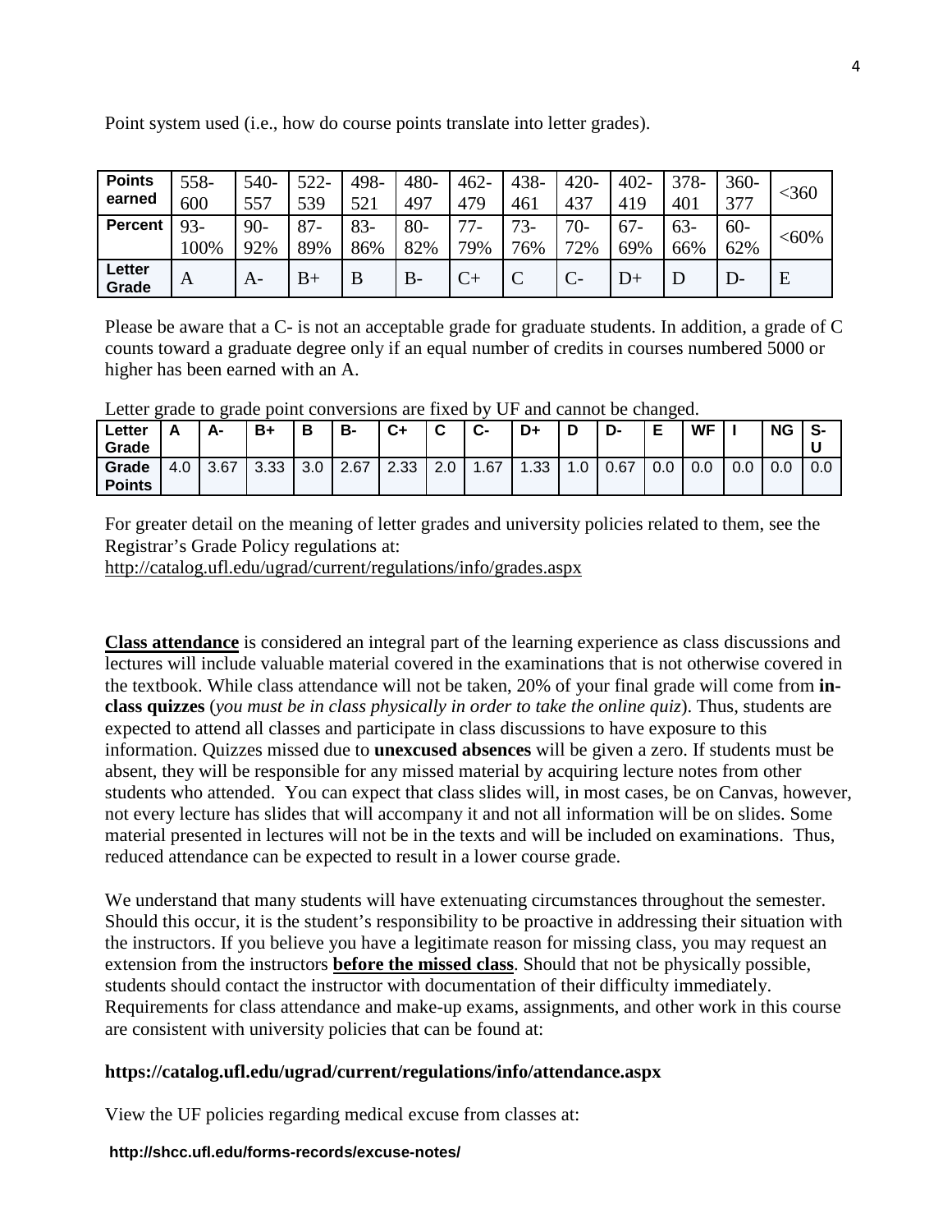Point system used (i.e., how do course points translate into letter grades).

| **Points earned** | 558-600 | 540-557 | 522-539 | 498-521 | 480-497 | 462-479 | 438-461 | 420-437 | 402-419 | 378-401 | 360-377 | <360 |
|---|---|---|---|---|---|---|---|---|---|---|---|---|
| **Percent** | 93-100% | 90-92% | 87-89% | 83-86% | 80-82% | 77-79% | 73-76% | 70-72% | 67-69% | 63-66% | 60-62% | <60% |
| **Letter Grade** | A | A- | B+ | B | B- | C+ | C | C- | D+ | D | D- | E |

Please be aware that a C- is not an acceptable grade for graduate students. In addition, a grade of C counts toward a graduate degree only if an equal number of credits in courses numbered 5000 or higher has been earned with an A.

Letter grade to grade point conversions are fixed by UF and cannot be changed.

| **Letter Grade** | **A** | **A-** | **B+** | **B** | **B-** | **C+** | **C** | **C-** | **D+** | **D** | **D-** | **E** | **WF** | **I** | **NG** | **S-U** |
|---|---|---|---|---|---|---|---|---|---|---|---|---|---|---|---|---|
| **Grade Points** | 4.0 | 3.67 | 3.33 | 3.0 | 2.67 | 2.33 | 2.0 | 1.67 | 1.33 | 1.0 | 0.67 | 0.0 | 0.0 | 0.0 | 0.0 | 0.0 |

For greater detail on the meaning of letter grades and university policies related to them, see the Registrar's Grade Policy regulations at:
http://catalog.ufl.edu/ugrad/current/regulations/info/grades.aspx

**Class attendance** is considered an integral part of the learning experience as class discussions and lectures will include valuable material covered in the examinations that is not otherwise covered in the textbook. While class attendance will not be taken, 20% of your final grade will come from **in-class quizzes** (*you must be in class physically in order to take the online quiz*). Thus, students are expected to attend all classes and participate in class discussions to have exposure to this information. Quizzes missed due to **unexcused absences** will be given a zero. If students must be absent, they will be responsible for any missed material by acquiring lecture notes from other students who attended. You can expect that class slides will, in most cases, be on Canvas, however, not every lecture has slides that will accompany it and not all information will be on slides. Some material presented in lectures will not be in the texts and will be included on examinations. Thus, reduced attendance can be expected to result in a lower course grade.

We understand that many students will have extenuating circumstances throughout the semester. Should this occur, it is the student's responsibility to be proactive in addressing their situation with the instructors. If you believe you have a legitimate reason for missing class, you may request an extension from the instructors **before the missed class**. Should that not be physically possible, students should contact the instructor with documentation of their difficulty immediately. Requirements for class attendance and make-up exams, assignments, and other work in this course are consistent with university policies that can be found at:

**https://catalog.ufl.edu/ugrad/current/regulations/info/attendance.aspx**

View the UF policies regarding medical excuse from classes at:

**http://shcc.ufl.edu/forms-records/excuse-notes/**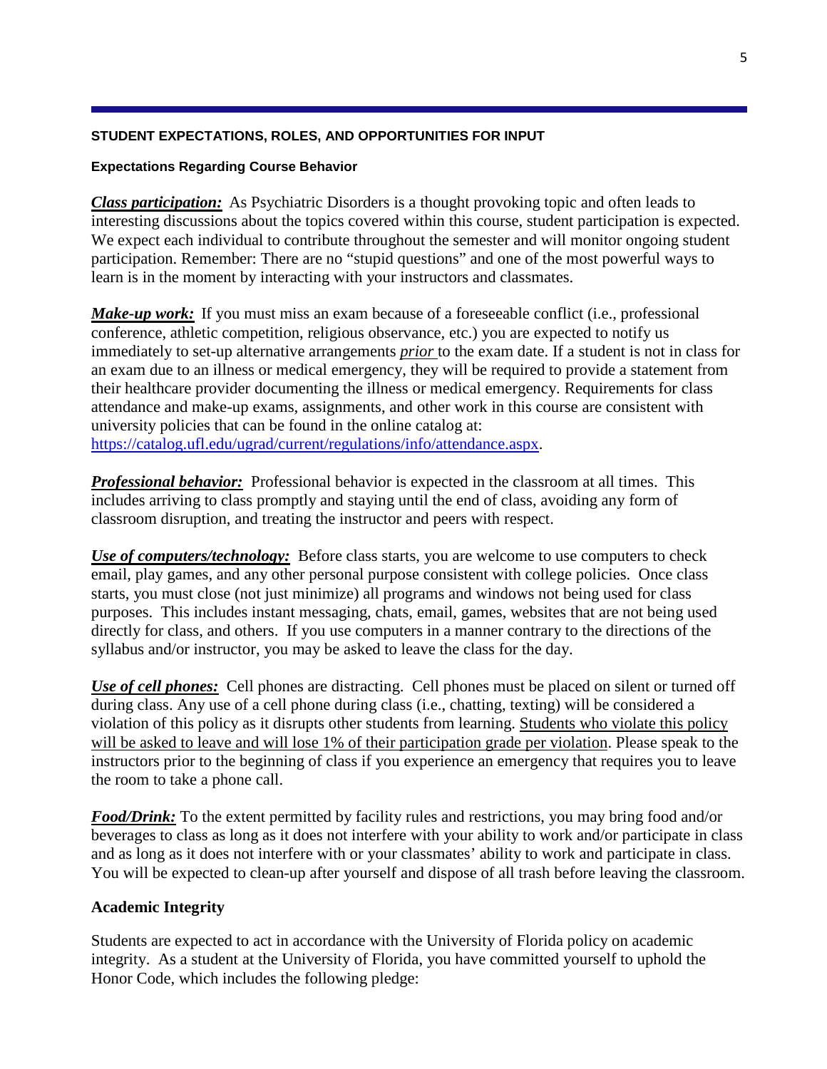## STUDENT EXPECTATIONS, ROLES, AND OPPORTUNITIES FOR INPUT

### Expectations Regarding Course Behavior

***Class participation:*** As Psychiatric Disorders is a thought provoking topic and often leads to interesting discussions about the topics covered within this course, student participation is expected. We expect each individual to contribute throughout the semester and will monitor ongoing student participation. Remember: There are no "stupid questions" and one of the most powerful ways to learn is in the moment by interacting with your instructors and classmates.

***Make-up work:*** If you must miss an exam because of a foreseeable conflict (i.e., professional conference, athletic competition, religious observance, etc.) you are expected to notify us immediately to set-up alternative arrangements *prior* to the exam date. If a student is not in class for an exam due to an illness or medical emergency, they will be required to provide a statement from their healthcare provider documenting the illness or medical emergency. Requirements for class attendance and make-up exams, assignments, and other work in this course are consistent with university policies that can be found in the online catalog at: https://catalog.ufl.edu/ugrad/current/regulations/info/attendance.aspx.

***Professional behavior:*** Professional behavior is expected in the classroom at all times. This includes arriving to class promptly and staying until the end of class, avoiding any form of classroom disruption, and treating the instructor and peers with respect.

***Use of computers/technology:*** Before class starts, you are welcome to use computers to check email, play games, and any other personal purpose consistent with college policies. Once class starts, you must close (not just minimize) all programs and windows not being used for class purposes. This includes instant messaging, chats, email, games, websites that are not being used directly for class, and others. If you use computers in a manner contrary to the directions of the syllabus and/or instructor, you may be asked to leave the class for the day.

***Use of cell phones:*** Cell phones are distracting. Cell phones must be placed on silent or turned off during class. Any use of a cell phone during class (i.e., chatting, texting) will be considered a violation of this policy as it disrupts other students from learning. Students who violate this policy will be asked to leave and will lose 1% of their participation grade per violation. Please speak to the instructors prior to the beginning of class if you experience an emergency that requires you to leave the room to take a phone call.

***Food/Drink:*** To the extent permitted by facility rules and restrictions, you may bring food and/or beverages to class as long as it does not interfere with your ability to work and/or participate in class and as long as it does not interfere with or your classmates' ability to work and participate in class. You will be expected to clean-up after yourself and dispose of all trash before leaving the classroom.

### Academic Integrity

Students are expected to act in accordance with the University of Florida policy on academic integrity. As a student at the University of Florida, you have committed yourself to uphold the Honor Code, which includes the following pledge: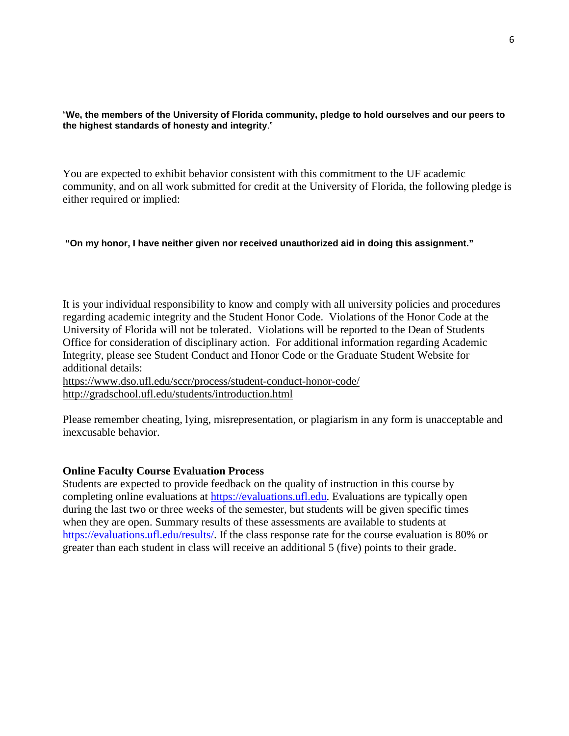"**We, the members of the University of Florida community, pledge to hold ourselves and our peers to the highest standards of honesty and integrity**."

You are expected to exhibit behavior consistent with this commitment to the UF academic community, and on all work submitted for credit at the University of Florida, the following pledge is either required or implied:

**"On my honor, I have neither given nor received unauthorized aid in doing this assignment."**

It is your individual responsibility to know and comply with all university policies and procedures regarding academic integrity and the Student Honor Code. Violations of the Honor Code at the University of Florida will not be tolerated. Violations will be reported to the Dean of Students Office for consideration of disciplinary action. For additional information regarding Academic Integrity, please see Student Conduct and Honor Code or the Graduate Student Website for additional details:
https://www.dso.ufl.edu/sccr/process/student-conduct-honor-code/
http://gradschool.ufl.edu/students/introduction.html

Please remember cheating, lying, misrepresentation, or plagiarism in any form is unacceptable and inexcusable behavior.

**Online Faculty Course Evaluation Process**

Students are expected to provide feedback on the quality of instruction in this course by completing online evaluations at https://evaluations.ufl.edu. Evaluations are typically open during the last two or three weeks of the semester, but students will be given specific times when they are open. Summary results of these assessments are available to students at https://evaluations.ufl.edu/results/. If the class response rate for the course evaluation is 80% or greater than each student in class will receive an additional 5 (five) points to their grade.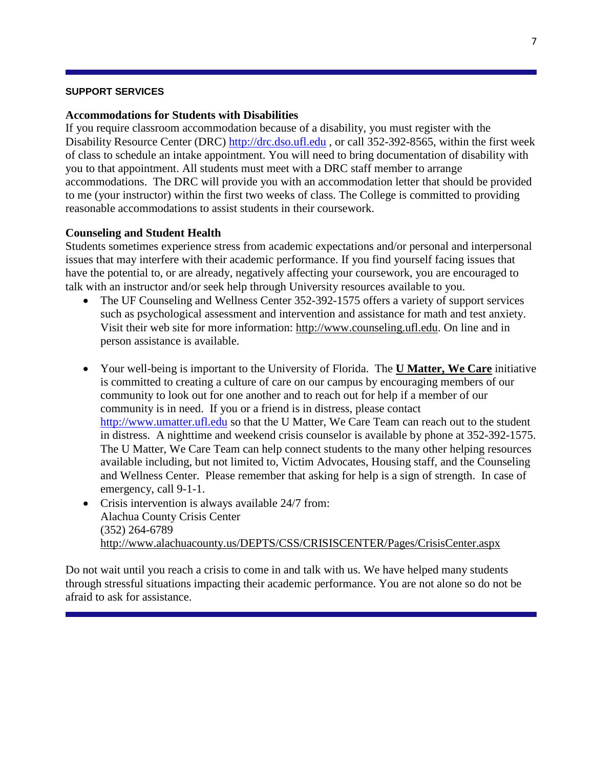## SUPPORT SERVICES

### Accommodations for Students with Disabilities

If you require classroom accommodation because of a disability, you must register with the Disability Resource Center (DRC) http://drc.dso.ufl.edu , or call 352-392-8565, within the first week of class to schedule an intake appointment. You will need to bring documentation of disability with you to that appointment. All students must meet with a DRC staff member to arrange accommodations. The DRC will provide you with an accommodation letter that should be provided to me (your instructor) within the first two weeks of class. The College is committed to providing reasonable accommodations to assist students in their coursework.

### Counseling and Student Health

Students sometimes experience stress from academic expectations and/or personal and interpersonal issues that may interfere with their academic performance. If you find yourself facing issues that have the potential to, or are already, negatively affecting your coursework, you are encouraged to talk with an instructor and/or seek help through University resources available to you.

- The UF Counseling and Wellness Center 352-392-1575 offers a variety of support services such as psychological assessment and intervention and assistance for math and test anxiety. Visit their web site for more information: http://www.counseling.ufl.edu. On line and in person assistance is available.

- Your well-being is important to the University of Florida. The **U Matter, We Care** initiative is committed to creating a culture of care on our campus by encouraging members of our community to look out for one another and to reach out for help if a member of our community is in need. If you or a friend is in distress, please contact http://www.umatter.ufl.edu so that the U Matter, We Care Team can reach out to the student in distress. A nighttime and weekend crisis counselor is available by phone at 352-392-1575. The U Matter, We Care Team can help connect students to the many other helping resources available including, but not limited to, Victim Advocates, Housing staff, and the Counseling and Wellness Center. Please remember that asking for help is a sign of strength. In case of emergency, call 9-1-1.
- Crisis intervention is always available 24/7 from:
  Alachua County Crisis Center
  (352) 264-6789
  http://www.alachuacounty.us/DEPTS/CSS/CRISISCENTER/Pages/CrisisCenter.aspx

Do not wait until you reach a crisis to come in and talk with us. We have helped many students through stressful situations impacting their academic performance. You are not alone so do not be afraid to ask for assistance.